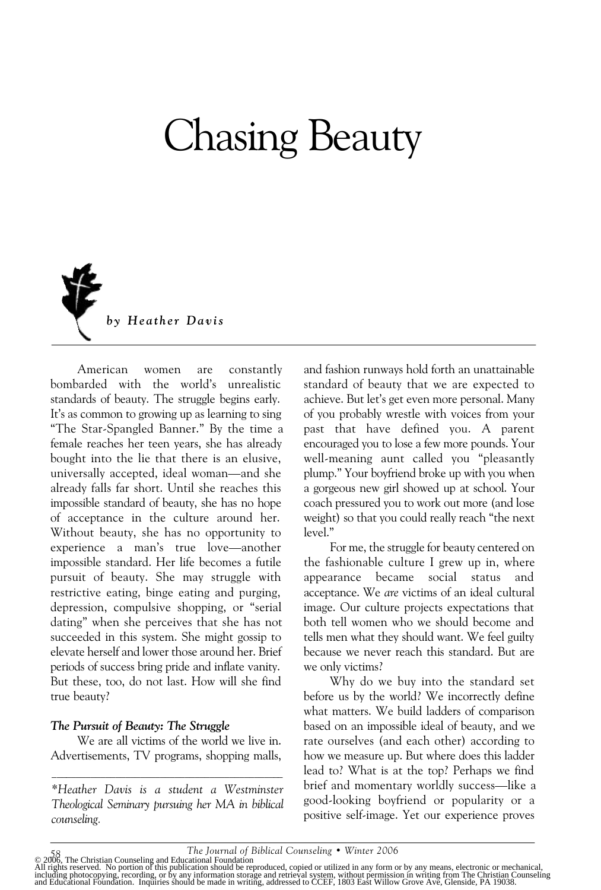# Chasing Beauty

*by Heather Davis*

American women are constantly bombarded with the world's unrealistic standards of beauty. The struggle begins early. It's as common to growing up as learning to sing "The Star-Spangled Banner." By the time a female reaches her teen years, she has already bought into the lie that there is an elusive, universally accepted, ideal woman—and she already falls far short. Until she reaches this impossible standard of beauty, she has no hope of acceptance in the culture around her. Without beauty, she has no opportunity to experience a man's true love—another impossible standard. Her life becomes a futile pursuit of beauty. She may struggle with restrictive eating, binge eating and purging, depression, compulsive shopping, or "serial dating" when she perceives that she has not succeeded in this system. She might gossip to elevate herself and lower those around her. Brief periods of success bring pride and inflate vanity. But these, too, do not last. How will she find true beauty?

### *The Pursuit of Beauty: The Struggle*

We are all victims of the world we live in. Advertisements, TV programs, shopping malls, and fashion runways hold forth an unattainable standard of beauty that we are expected to achieve. But let's get even more personal. Many of you probably wrestle with voices from your past that have defined you. A parent encouraged you to lose a few more pounds. Your well-meaning aunt called you "pleasantly plump." Your boyfriend broke up with you when a gorgeous new girl showed up at school. Your coach pressured you to work out more (and lose weight) so that you could really reach "the next level."

For me, the struggle for beauty centered on the fashionable culture I grew up in, where appearance became social status and acceptance. We *are* victims of an ideal cultural image. Our culture projects expectations that both tell women who we should become and tells men what they should want. We feel guilty because we never reach this standard. But are we only victims?

Why do we buy into the standard set before us by the world? We incorrectly define what matters. We build ladders of comparison based on an impossible ideal of beauty, and we rate ourselves (and each other) according to how we measure up. But where does this ladder lead to? What is at the top? Perhaps we find brief and momentary worldly success—like a good-looking boyfriend or popularity or a positive self-image. Yet our experience proves

---

**Heather Davis is a student a Westminster Theological Seminary pursuing her MA in biblical counseling.*

© 2006, The Christian Counseling and Educational Foundation
All rights reserved. No portion of this publication should be reproduced, copied or utilized in any form or by any means, electronic or mechanical, including photocopying, recording, or by any information storage and retrieval system, without permission in writing from The Christian Counseling and Educational Foundation. Inquiries should be made in writing, addressed to CCEF, 1803 East Willow Grove Ave, Glenside, PA 19038.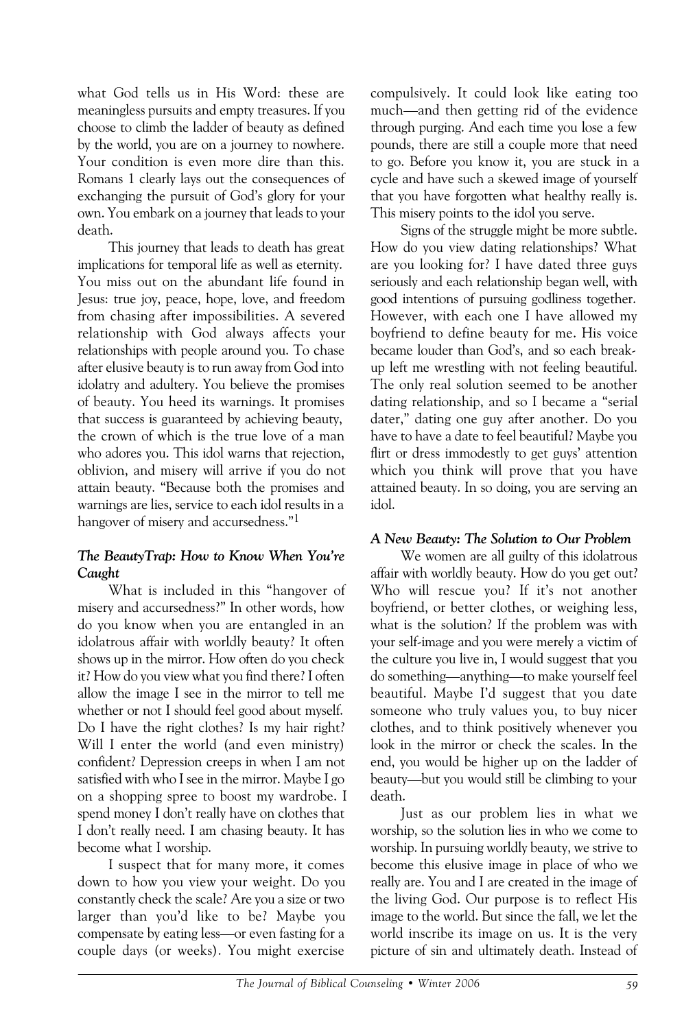what God tells us in His Word: these are meaningless pursuits and empty treasures. If you choose to climb the ladder of beauty as defined by the world, you are on a journey to nowhere. Your condition is even more dire than this. Romans 1 clearly lays out the consequences of exchanging the pursuit of God's glory for your own. You embark on a journey that leads to your death.

This journey that leads to death has great implications for temporal life as well as eternity. You miss out on the abundant life found in Jesus: true joy, peace, hope, love, and freedom from chasing after impossibilities. A severed relationship with God always affects your relationships with people around you. To chase after elusive beauty is to run away from God into idolatry and adultery. You believe the promises of beauty. You heed its warnings. It promises that success is guaranteed by achieving beauty, the crown of which is the true love of a man who adores you. This idol warns that rejection, oblivion, and misery will arrive if you do not attain beauty. "Because both the promises and warnings are lies, service to each idol results in a hangover of misery and accursedness."[1]

### *The BeautyTrap: How to Know When You're Caught*

What is included in this "hangover of misery and accursedness?" In other words, how do you know when you are entangled in an idolatrous affair with worldly beauty? It often shows up in the mirror. How often do you check it? How do you view what you find there? I often allow the image I see in the mirror to tell me whether or not I should feel good about myself. Do I have the right clothes? Is my hair right? Will I enter the world (and even ministry) confident? Depression creeps in when I am not satisfied with who I see in the mirror. Maybe I go on a shopping spree to boost my wardrobe. I spend money I don't really have on clothes that I don't really need. I am chasing beauty. It has become what I worship.

I suspect that for many more, it comes down to how you view your weight. Do you constantly check the scale? Are you a size or two larger than you'd like to be? Maybe you compensate by eating less—or even fasting for a couple days (or weeks). You might exercise compulsively. It could look like eating too much—and then getting rid of the evidence through purging. And each time you lose a few pounds, there are still a couple more that need to go. Before you know it, you are stuck in a cycle and have such a skewed image of yourself that you have forgotten what healthy really is. This misery points to the idol you serve.

Signs of the struggle might be more subtle. How do you view dating relationships? What are you looking for? I have dated three guys seriously and each relationship began well, with good intentions of pursuing godliness together. However, with each one I have allowed my boyfriend to define beauty for me. His voice became louder than God's, and so each break-up left me wrestling with not feeling beautiful. The only real solution seemed to be another dating relationship, and so I became a "serial dater," dating one guy after another. Do you have to have a date to feel beautiful? Maybe you flirt or dress immodestly to get guys' attention which you think will prove that you have attained beauty. In so doing, you are serving an idol.

### *A New Beauty: The Solution to Our Problem*

We women are all guilty of this idolatrous affair with worldly beauty. How do you get out? Who will rescue you? If it's not another boyfriend, or better clothes, or weighing less, what is the solution? If the problem was with your self-image and you were merely a victim of the culture you live in, I would suggest that you do something—anything—to make yourself feel beautiful. Maybe I'd suggest that you date someone who truly values you, to buy nicer clothes, and to think positively whenever you look in the mirror or check the scales. In the end, you would be higher up on the ladder of beauty—but you would still be climbing to your death.

Just as our problem lies in what we worship, so the solution lies in who we come to worship. In pursuing worldly beauty, we strive to become this elusive image in place of who we really are. You and I are created in the image of the living God. Our purpose is to reflect His image to the world. But since the fall, we let the world inscribe its image on us. It is the very picture of sin and ultimately death. Instead of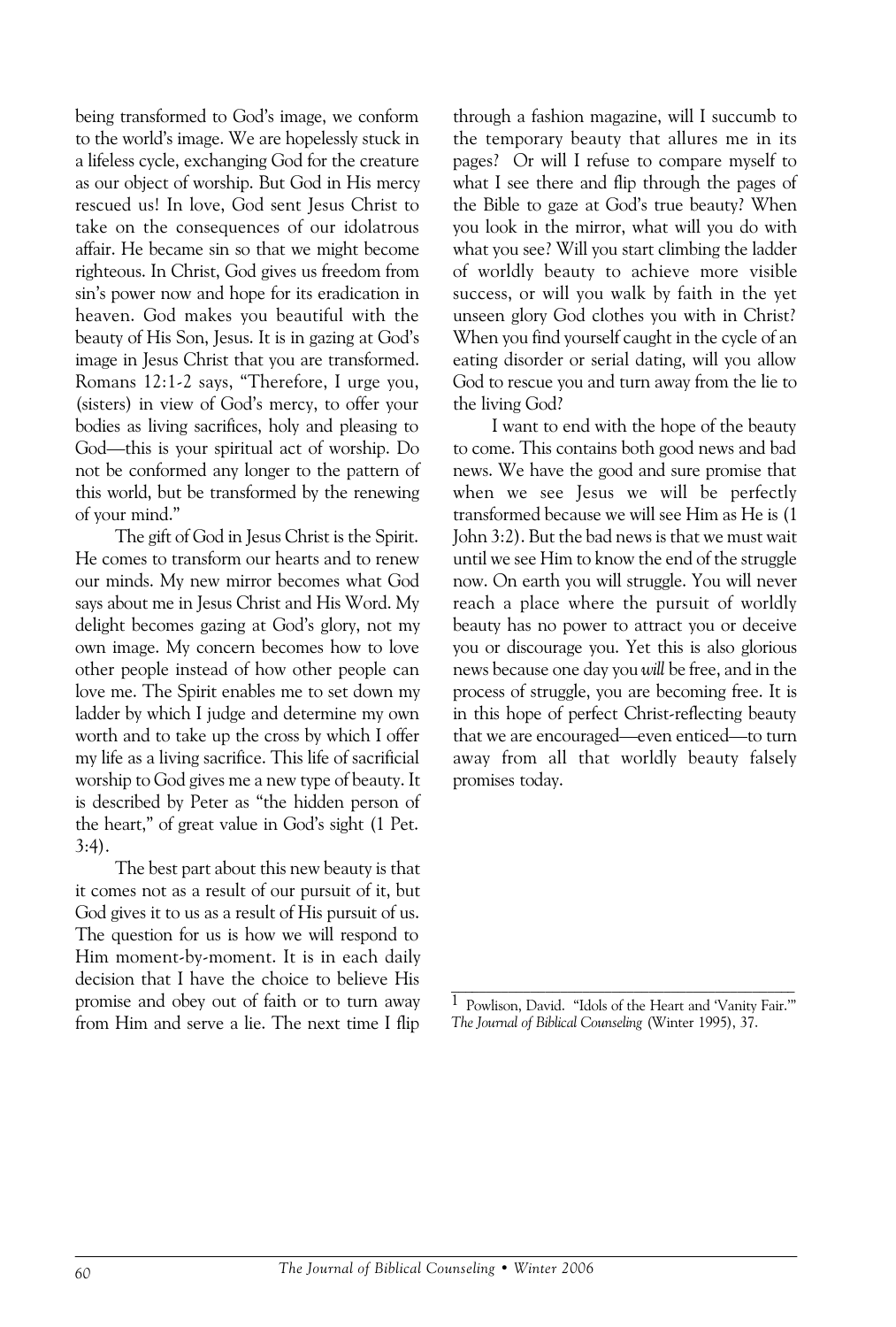being transformed to God's image, we conform to the world's image. We are hopelessly stuck in a lifeless cycle, exchanging God for the creature as our object of worship. But God in His mercy rescued us! In love, God sent Jesus Christ to take on the consequences of our idolatrous affair. He became sin so that we might become righteous. In Christ, God gives us freedom from sin's power now and hope for its eradication in heaven. God makes you beautiful with the beauty of His Son, Jesus. It is in gazing at God's image in Jesus Christ that you are transformed. Romans 12:1-2 says, "Therefore, I urge you, (sisters) in view of God's mercy, to offer your bodies as living sacrifices, holy and pleasing to God—this is your spiritual act of worship. Do not be conformed any longer to the pattern of this world, but be transformed by the renewing of your mind."

The gift of God in Jesus Christ is the Spirit. He comes to transform our hearts and to renew our minds. My new mirror becomes what God says about me in Jesus Christ and His Word. My delight becomes gazing at God's glory, not my own image. My concern becomes how to love other people instead of how other people can love me. The Spirit enables me to set down my ladder by which I judge and determine my own worth and to take up the cross by which I offer my life as a living sacrifice. This life of sacrificial worship to God gives me a new type of beauty. It is described by Peter as "the hidden person of the heart," of great value in God's sight (1 Pet. 3:4).

The best part about this new beauty is that it comes not as a result of our pursuit of it, but God gives it to us as a result of His pursuit of us. The question for us is how we will respond to Him moment-by-moment. It is in each daily decision that I have the choice to believe His promise and obey out of faith or to turn away from Him and serve a lie. The next time I flip through a fashion magazine, will I succumb to the temporary beauty that allures me in its pages? Or will I refuse to compare myself to what I see there and flip through the pages of the Bible to gaze at God's true beauty? When you look in the mirror, what will you do with what you see? Will you start climbing the ladder of worldly beauty to achieve more visible success, or will you walk by faith in the yet unseen glory God clothes you with in Christ? When you find yourself caught in the cycle of an eating disorder or serial dating, will you allow God to rescue you and turn away from the lie to the living God?

I want to end with the hope of the beauty to come. This contains both good news and bad news. We have the good and sure promise that when we see Jesus we will be perfectly transformed because we will see Him as He is (1 John 3:2). But the bad news is that we must wait until we see Him to know the end of the struggle now. On earth you will struggle. You will never reach a place where the pursuit of worldly beauty has no power to attract you or deceive you or discourage you. Yet this is also glorious news because one day you *will* be free, and in the process of struggle, you are becoming free. It is in this hope of perfect Christ-reflecting beauty that we are encouraged—even enticed—to turn away from all that worldly beauty falsely promises today.

---

[1] Powlison, David. "Idols of the Heart and 'Vanity Fair.'" *The Journal of Biblical Counseling* (Winter 1995), 37.